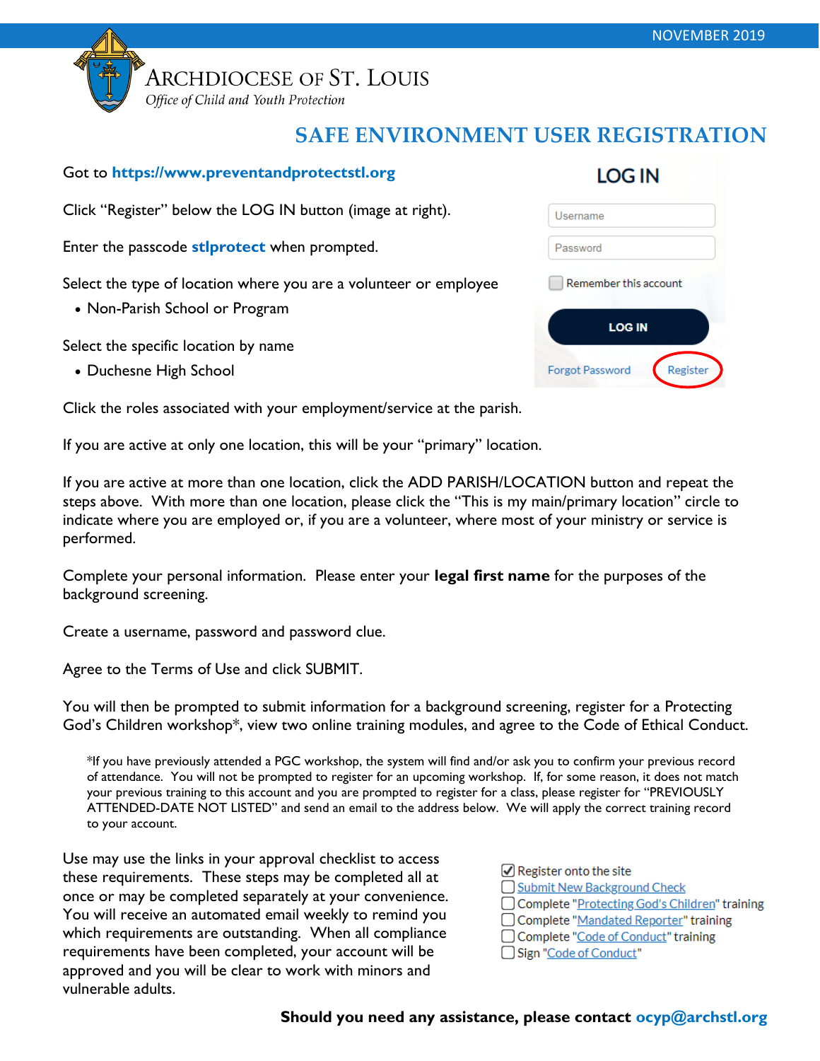NOVEMBER 2019

ARCHDIOCESE OF ST. LOUIS

*Office of Child and Youth Protection*

# SAFE ENVIRONMENT USER REGISTRATION

Got to **https://www.preventandprotectstl.org**

Click "Register" below the LOG IN button (image at right).

**LOG IN**

Username

Password

Remember this account

LOG IN

Forgot Password   Register

Enter the passcode **stlprotect** when prompted.

Select the type of location where you are a volunteer or employee

- Non-Parish School or Program

Select the specific location by name

- Duchesne High School

Click the roles associated with your employment/service at the parish.

If you are active at only one location, this will be your "primary" location.

If you are active at more than one location, click the ADD PARISH/LOCATION button and repeat the steps above. With more than one location, please click the "This is my main/primary location" circle to indicate where you are employed or, if you are a volunteer, where most of your ministry or service is performed.

Complete your personal information. Please enter your **legal first name** for the purposes of the background screening.

Create a username, password and password clue.

Agree to the Terms of Use and click SUBMIT.

You will then be prompted to submit information for a background screening, register for a Protecting God's Children workshop*, view two online training modules, and agree to the Code of Ethical Conduct.

> *If you have previously attended a PGC workshop, the system will find and/or ask you to confirm your previous record of attendance. You will not be prompted to register for an upcoming workshop. If, for some reason, it does not match your previous training to this account and you are prompted to register for a class, please register for "PREVIOUSLY ATTENDED-DATE NOT LISTED" and send an email to the address below. We will apply the correct training record to your account.

Use may use the links in your approval checklist to access these requirements. These steps may be completed all at once or may be completed separately at your convenience. You will receive an automated email weekly to remind you which requirements are outstanding. When all compliance requirements have been completed, your account will be approved and you will be clear to work with minors and vulnerable adults.

- [x] Register onto the site
- [ ] Submit New Background Check
- [ ] Complete "Protecting God's Children" training
- [ ] Complete "Mandated Reporter" training
- [ ] Complete "Code of Conduct" training
- [ ] Sign "Code of Conduct"

**Should you need any assistance, please contact ocyp@archstl.org**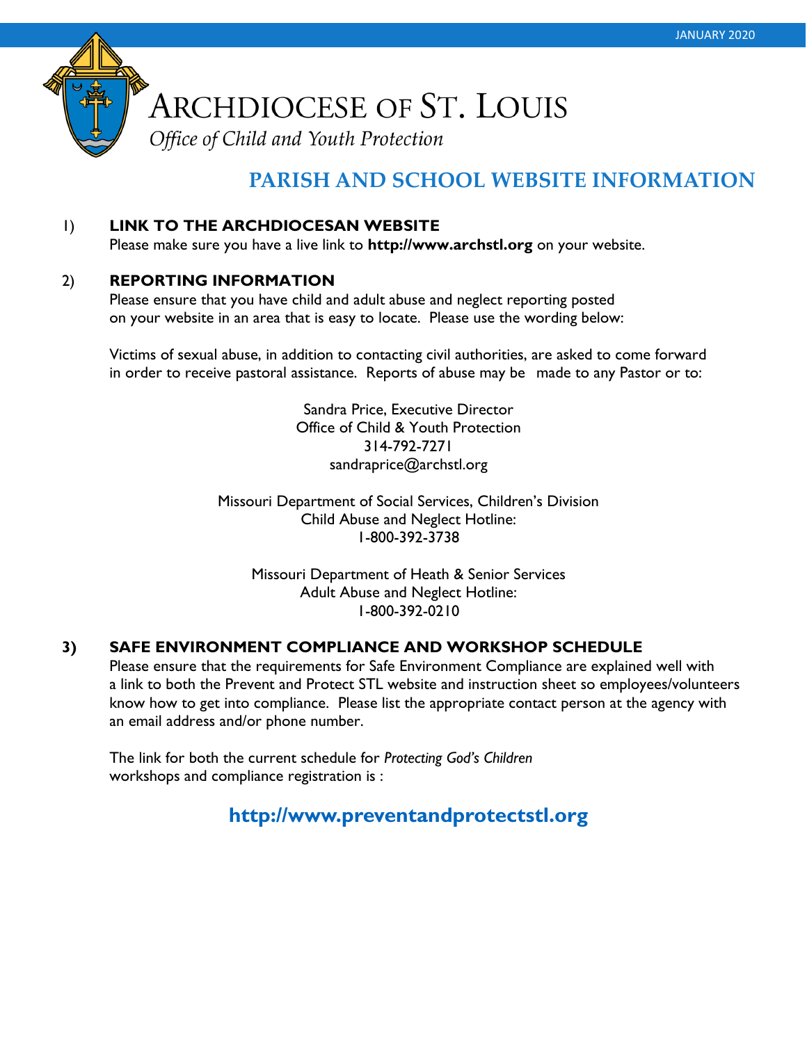JANUARY 2020

# ARCHDIOCESE OF ST. LOUIS

*Office of Child and Youth Protection*

## PARISH AND SCHOOL WEBSITE INFORMATION

1) **LINK TO THE ARCHDIOCESAN WEBSITE**

Please make sure you have a live link to **http://www.archstl.org** on your website.

2) **REPORTING INFORMATION**

Please ensure that you have child and adult abuse and neglect reporting posted on your website in an area that is easy to locate. Please use the wording below:

Victims of sexual abuse, in addition to contacting civil authorities, are asked to come forward in order to receive pastoral assistance. Reports of abuse may be made to any Pastor or to:

Sandra Price, Executive Director
Office of Child & Youth Protection
314-792-7271
sandraprice@archstl.org

Missouri Department of Social Services, Children's Division
Child Abuse and Neglect Hotline:
1-800-392-3738

Missouri Department of Heath & Senior Services
Adult Abuse and Neglect Hotline:
1-800-392-0210

3) **SAFE ENVIRONMENT COMPLIANCE AND WORKSHOP SCHEDULE**

Please ensure that the requirements for Safe Environment Compliance are explained well with a link to both the Prevent and Protect STL website and instruction sheet so employees/volunteers know how to get into compliance. Please list the appropriate contact person at the agency with an email address and/or phone number.

The link for both the current schedule for *Protecting God's Children* workshops and compliance registration is :

**http://www.preventandprotectstl.org**